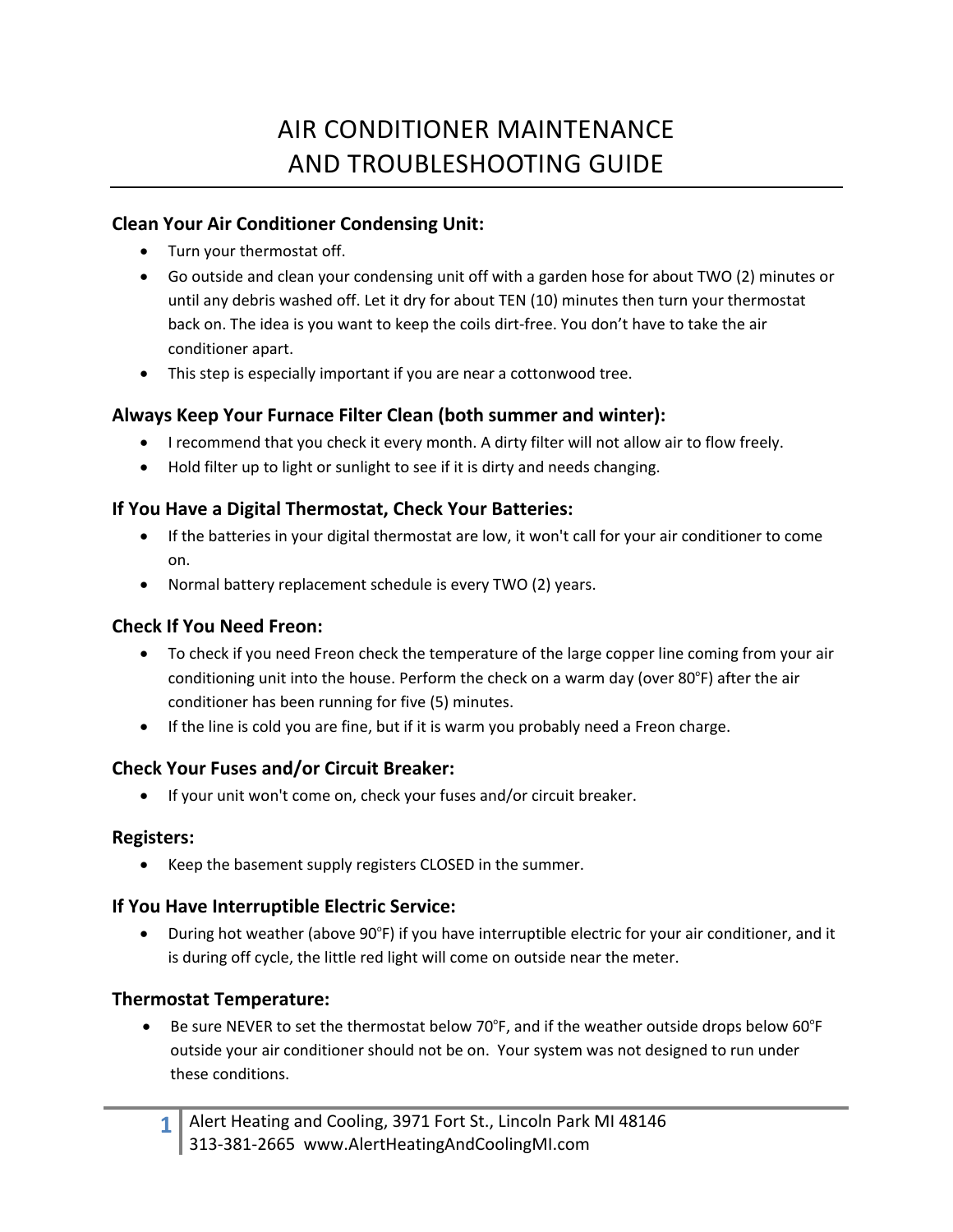# AIR CONDITIONER MAINTENANCE AND TROUBLESHOOTING GUIDE

## Clean Your Air Conditioner Condensing Unit:

- Turn your thermostat off.
- Go outside and clean your condensing unit off with a garden hose for about TWO (2) minutes or until any debris washed off. Let it dry for about TEN (10) minutes then turn your thermostat back on. The idea is you want to keep the coils dirt-free. You don't have to take the air conditioner apart.
- This step is especially important if you are near a cottonwood tree.

## Always Keep Your Furnace Filter Clean (both summer and winter):

- I recommend that you check it every month. A dirty filter will not allow air to flow freely.
- Hold filter up to light or sunlight to see if it is dirty and needs changing.

## If You Have a Digital Thermostat, Check Your Batteries:

- If the batteries in your digital thermostat are low, it won't call for your air conditioner to come on.
- Normal battery replacement schedule is every TWO (2) years.

## Check If You Need Freon:

- To check if you need Freon check the temperature of the large copper line coming from your air conditioning unit into the house. Perform the check on a warm day (over 80°F) after the air conditioner has been running for five (5) minutes.
- If the line is cold you are fine, but if it is warm you probably need a Freon charge.

## Check Your Fuses and/or Circuit Breaker:

- If your unit won't come on, check your fuses and/or circuit breaker.

## Registers:

- Keep the basement supply registers CLOSED in the summer.

## If You Have Interruptible Electric Service:

- During hot weather (above 90°F) if you have interruptible electric for your air conditioner, and it is during off cycle, the little red light will come on outside near the meter.

## Thermostat Temperature:

- Be sure NEVER to set the thermostat below 70°F, and if the weather outside drops below 60°F outside your air conditioner should not be on. Your system was not designed to run under these conditions.

Alert Heating and Cooling, 3971 Fort St., Lincoln Park MI 48146
313-381-2665 www.AlertHeatingAndCoolingMI.com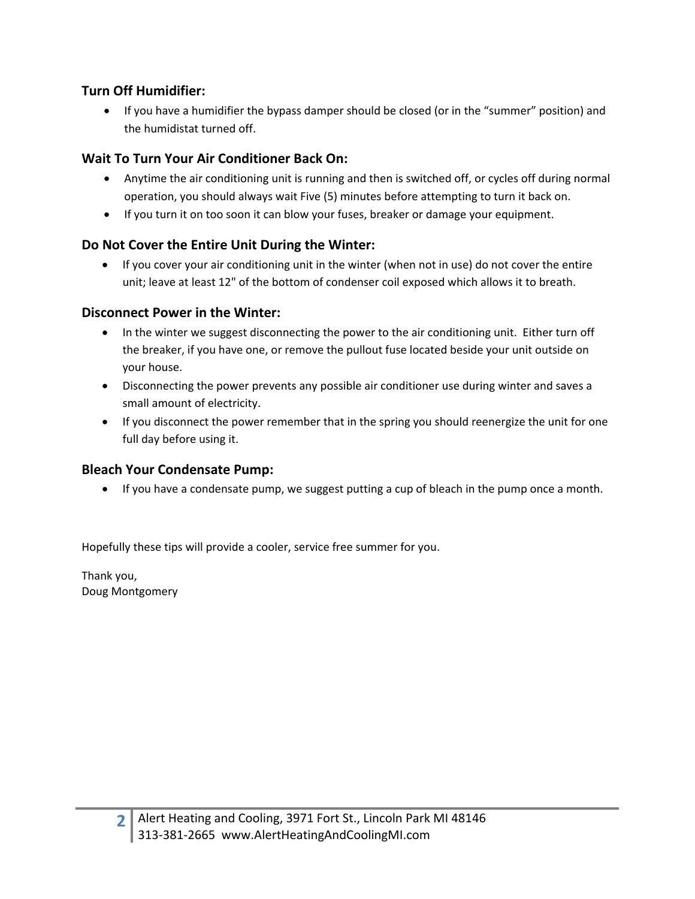### Turn Off Humidifier:

- If you have a humidifier the bypass damper should be closed (or in the "summer" position) and the humidistat turned off.

### Wait To Turn Your Air Conditioner Back On:

- Anytime the air conditioning unit is running and then is switched off, or cycles off during normal operation, you should always wait Five (5) minutes before attempting to turn it back on.
- If you turn it on too soon it can blow your fuses, breaker or damage your equipment.

### Do Not Cover the Entire Unit During the Winter:

- If you cover your air conditioning unit in the winter (when not in use) do not cover the entire unit; leave at least 12" of the bottom of condenser coil exposed which allows it to breath.

### Disconnect Power in the Winter:

- In the winter we suggest disconnecting the power to the air conditioning unit. Either turn off the breaker, if you have one, or remove the pullout fuse located beside your unit outside on your house.
- Disconnecting the power prevents any possible air conditioner use during winter and saves a small amount of electricity.
- If you disconnect the power remember that in the spring you should reenergize the unit for one full day before using it.

### Bleach Your Condensate Pump:

- If you have a condensate pump, we suggest putting a cup of bleach in the pump once a month.

Hopefully these tips will provide a cooler, service free summer for you.

Thank you,
Doug Montgomery